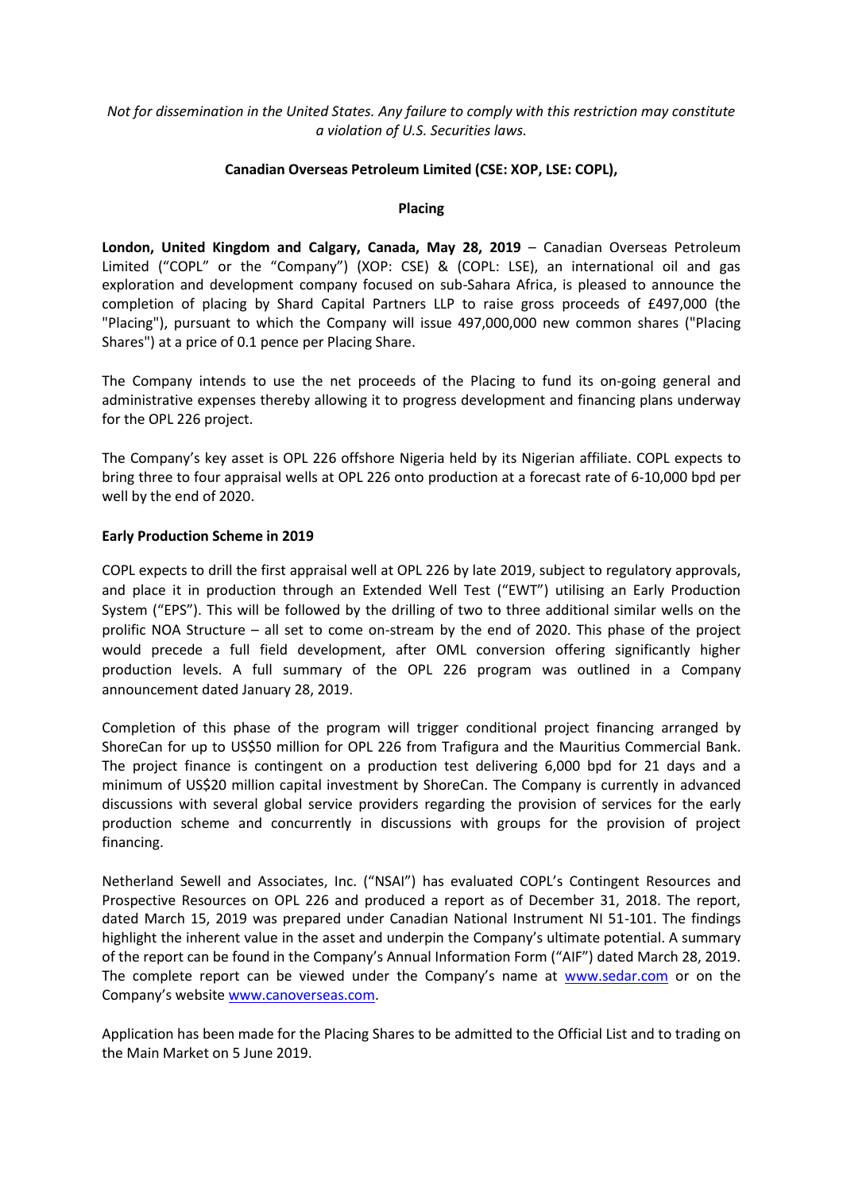*Not for dissemination in the United States. Any failure to comply with this restriction may constitute a violation of U.S. Securities laws.*

**Canadian Overseas Petroleum Limited (CSE: XOP, LSE: COPL),**

**Placing**

**London, United Kingdom and Calgary, Canada, May 28, 2019** – Canadian Overseas Petroleum Limited ("COPL" or the "Company") (XOP: CSE) & (COPL: LSE), an international oil and gas exploration and development company focused on sub-Sahara Africa, is pleased to announce the completion of placing by Shard Capital Partners LLP to raise gross proceeds of £497,000 (the "Placing"), pursuant to which the Company will issue 497,000,000 new common shares ("Placing Shares") at a price of 0.1 pence per Placing Share.

The Company intends to use the net proceeds of the Placing to fund its on-going general and administrative expenses thereby allowing it to progress development and financing plans underway for the OPL 226 project.

The Company's key asset is OPL 226 offshore Nigeria held by its Nigerian affiliate. COPL expects to bring three to four appraisal wells at OPL 226 onto production at a forecast rate of 6-10,000 bpd per well by the end of 2020.

**Early Production Scheme in 2019**

COPL expects to drill the first appraisal well at OPL 226 by late 2019, subject to regulatory approvals, and place it in production through an Extended Well Test ("EWT") utilising an Early Production System ("EPS"). This will be followed by the drilling of two to three additional similar wells on the prolific NOA Structure – all set to come on-stream by the end of 2020. This phase of the project would precede a full field development, after OML conversion offering significantly higher production levels. A full summary of the OPL 226 program was outlined in a Company announcement dated January 28, 2019.

Completion of this phase of the program will trigger conditional project financing arranged by ShoreCan for up to US$50 million for OPL 226 from Trafigura and the Mauritius Commercial Bank. The project finance is contingent on a production test delivering 6,000 bpd for 21 days and a minimum of US$20 million capital investment by ShoreCan. The Company is currently in advanced discussions with several global service providers regarding the provision of services for the early production scheme and concurrently in discussions with groups for the provision of project financing.

Netherland Sewell and Associates, Inc. ("NSAI") has evaluated COPL's Contingent Resources and Prospective Resources on OPL 226 and produced a report as of December 31, 2018. The report, dated March 15, 2019 was prepared under Canadian National Instrument NI 51-101. The findings highlight the inherent value in the asset and underpin the Company's ultimate potential. A summary of the report can be found in the Company's Annual Information Form ("AIF") dated March 28, 2019. The complete report can be viewed under the Company's name at [www.sedar.com](http://www.sedar.com) or on the Company's website [www.canoverseas.com](http://www.canoverseas.com).

Application has been made for the Placing Shares to be admitted to the Official List and to trading on the Main Market on 5 June 2019.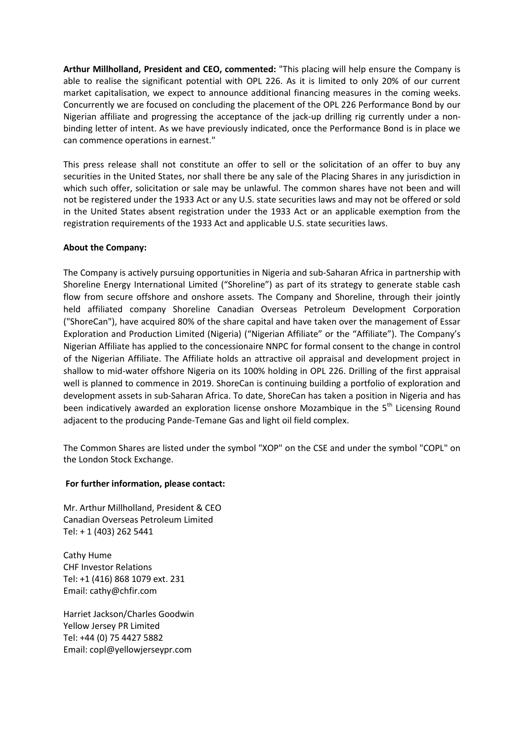**Arthur Millholland, President and CEO, commented:** "This placing will help ensure the Company is able to realise the significant potential with OPL 226. As it is limited to only 20% of our current market capitalisation, we expect to announce additional financing measures in the coming weeks. Concurrently we are focused on concluding the placement of the OPL 226 Performance Bond by our Nigerian affiliate and progressing the acceptance of the jack-up drilling rig currently under a non-binding letter of intent. As we have previously indicated, once the Performance Bond is in place we can commence operations in earnest."

This press release shall not constitute an offer to sell or the solicitation of an offer to buy any securities in the United States, nor shall there be any sale of the Placing Shares in any jurisdiction in which such offer, solicitation or sale may be unlawful. The common shares have not been and will not be registered under the 1933 Act or any U.S. state securities laws and may not be offered or sold in the United States absent registration under the 1933 Act or an applicable exemption from the registration requirements of the 1933 Act and applicable U.S. state securities laws.

**About the Company:**

The Company is actively pursuing opportunities in Nigeria and sub-Saharan Africa in partnership with Shoreline Energy International Limited ("Shoreline") as part of its strategy to generate stable cash flow from secure offshore and onshore assets. The Company and Shoreline, through their jointly held affiliated company Shoreline Canadian Overseas Petroleum Development Corporation ("ShoreCan"), have acquired 80% of the share capital and have taken over the management of Essar Exploration and Production Limited (Nigeria) ("Nigerian Affiliate" or the "Affiliate"). The Company's Nigerian Affiliate has applied to the concessionaire NNPC for formal consent to the change in control of the Nigerian Affiliate. The Affiliate holds an attractive oil appraisal and development project in shallow to mid-water offshore Nigeria on its 100% holding in OPL 226. Drilling of the first appraisal well is planned to commence in 2019. ShoreCan is continuing building a portfolio of exploration and development assets in sub-Saharan Africa. To date, ShoreCan has taken a position in Nigeria and has been indicatively awarded an exploration license onshore Mozambique in the 5th Licensing Round adjacent to the producing Pande-Temane Gas and light oil field complex.

The Common Shares are listed under the symbol "XOP" on the CSE and under the symbol "COPL" on the London Stock Exchange.

**For further information, please contact:**

Mr. Arthur Millholland, President & CEO
Canadian Overseas Petroleum Limited
Tel: + 1 (403) 262 5441

Cathy Hume
CHF Investor Relations
Tel: +1 (416) 868 1079 ext. 231
Email: cathy@chfir.com

Harriet Jackson/Charles Goodwin
Yellow Jersey PR Limited
Tel: +44 (0) 75 4427 5882
Email: copl@yellowjerseypr.com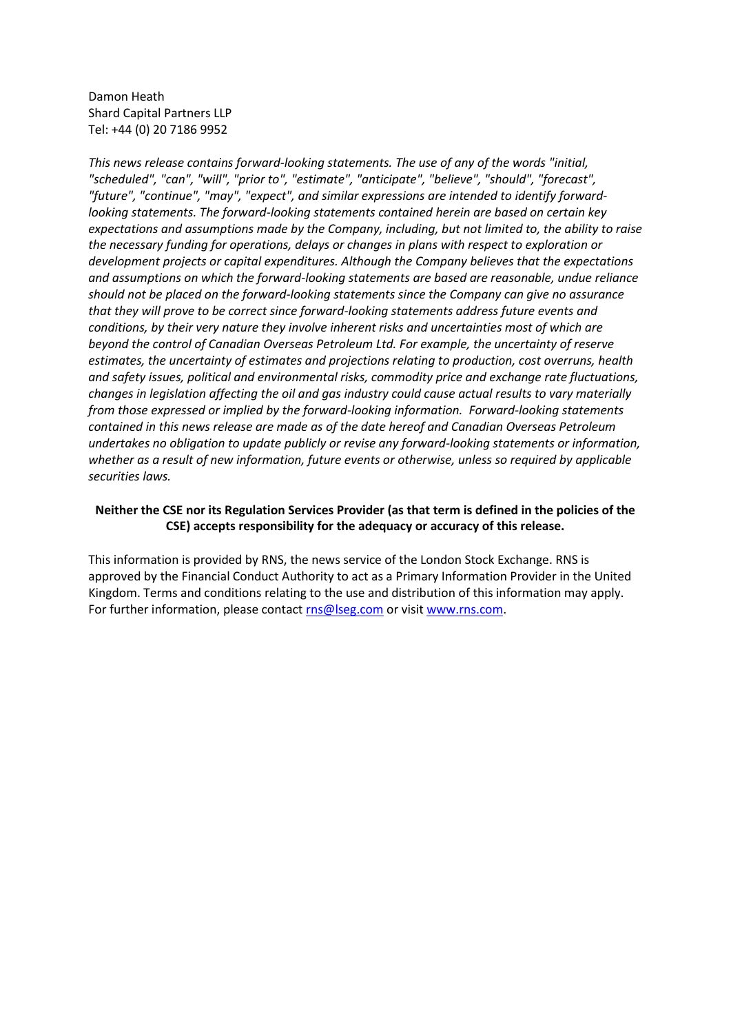Damon Heath
Shard Capital Partners LLP
Tel: +44 (0) 20 7186 9952

*This news release contains forward-looking statements. The use of any of the words "initial, "scheduled", "can", "will", "prior to", "estimate", "anticipate", "believe", "should", "forecast", "future", "continue", "may", "expect", and similar expressions are intended to identify forward-looking statements. The forward-looking statements contained herein are based on certain key expectations and assumptions made by the Company, including, but not limited to, the ability to raise the necessary funding for operations, delays or changes in plans with respect to exploration or development projects or capital expenditures. Although the Company believes that the expectations and assumptions on which the forward-looking statements are based are reasonable, undue reliance should not be placed on the forward-looking statements since the Company can give no assurance that they will prove to be correct since forward-looking statements address future events and conditions, by their very nature they involve inherent risks and uncertainties most of which are beyond the control of Canadian Overseas Petroleum Ltd. For example, the uncertainty of reserve estimates, the uncertainty of estimates and projections relating to production, cost overruns, health and safety issues, political and environmental risks, commodity price and exchange rate fluctuations, changes in legislation affecting the oil and gas industry could cause actual results to vary materially from those expressed or implied by the forward-looking information. Forward-looking statements contained in this news release are made as of the date hereof and Canadian Overseas Petroleum undertakes no obligation to update publicly or revise any forward-looking statements or information, whether as a result of new information, future events or otherwise, unless so required by applicable securities laws.*

**Neither the CSE nor its Regulation Services Provider (as that term is defined in the policies of the CSE) accepts responsibility for the adequacy or accuracy of this release.**

This information is provided by RNS, the news service of the London Stock Exchange. RNS is approved by the Financial Conduct Authority to act as a Primary Information Provider in the United Kingdom. Terms and conditions relating to the use and distribution of this information may apply. For further information, please contact rns@lseg.com or visit www.rns.com.